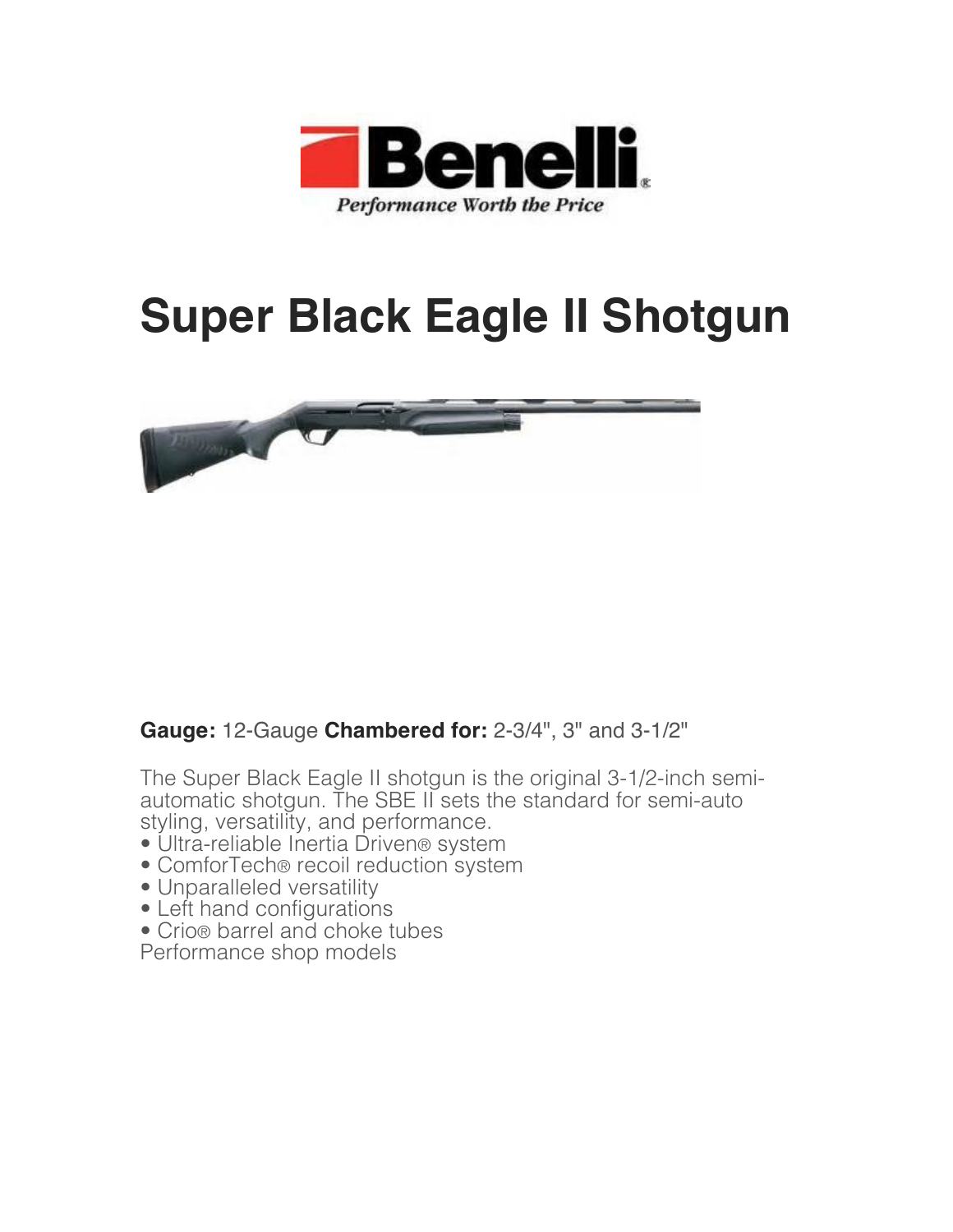Benelli®

*Performance Worth the Price*

# Super Black Eagle II Shotgun

**Gauge:** 12-Gauge **Chambered for:** 2-3/4", 3" and 3-1/2"

The Super Black Eagle II shotgun is the original 3-1/2-inch semi-automatic shotgun. The SBE II sets the standard for semi-auto styling, versatility, and performance.

- Ultra-reliable Inertia Driven® system
- ComforTech® recoil reduction system
- Unparalleled versatility
- Left hand configurations
- Crio® barrel and choke tubes

Performance shop models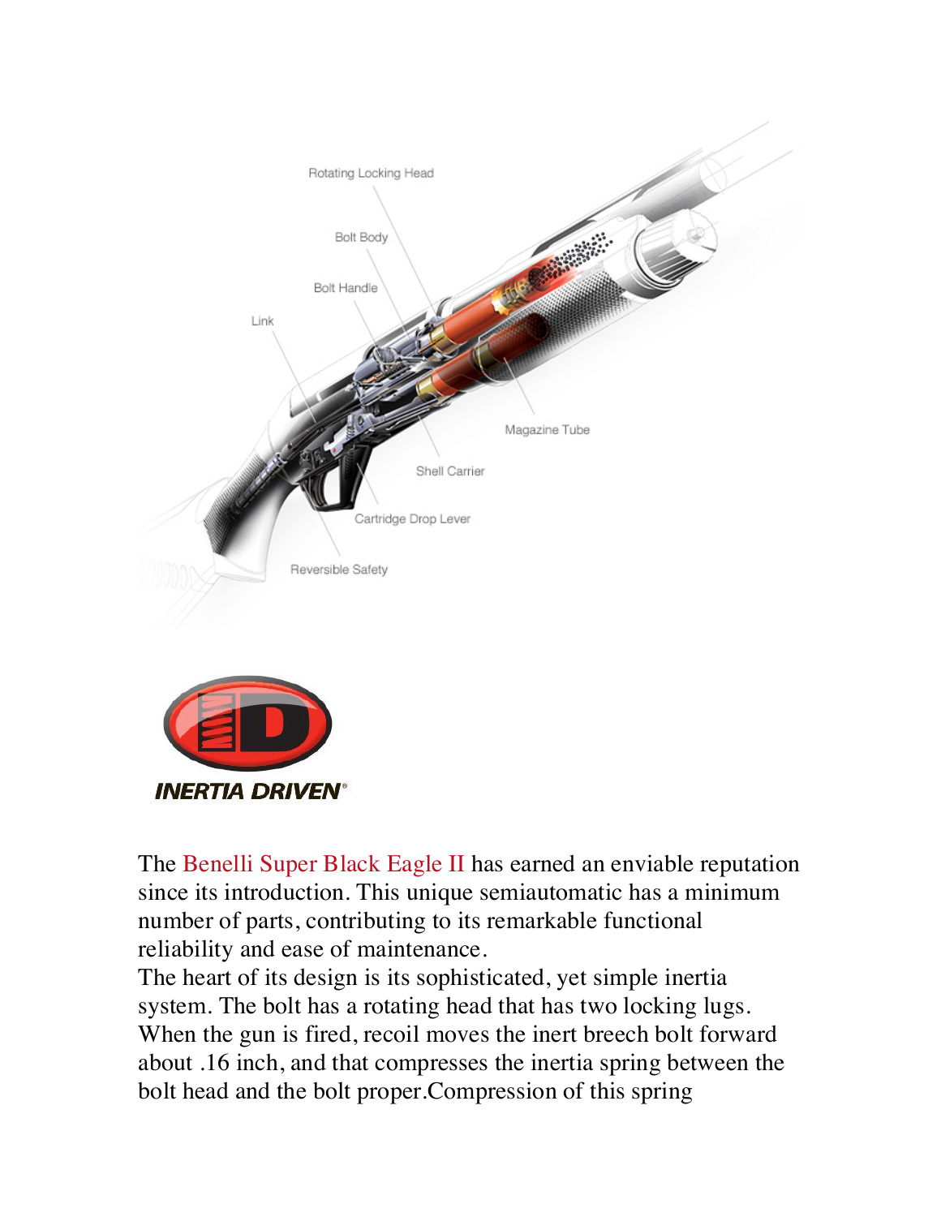The Benelli Super Black Eagle II has earned an enviable reputation since its introduction. This unique semiautomatic has a minimum number of parts, contributing to its remarkable functional reliability and ease of maintenance.

The heart of its design is its sophisticated, yet simple inertia system. The bolt has a rotating head that has two locking lugs. When the gun is fired, recoil moves the inert breech bolt forward about .16 inch, and that compresses the inertia spring between the bolt head and the bolt proper.Compression of this spring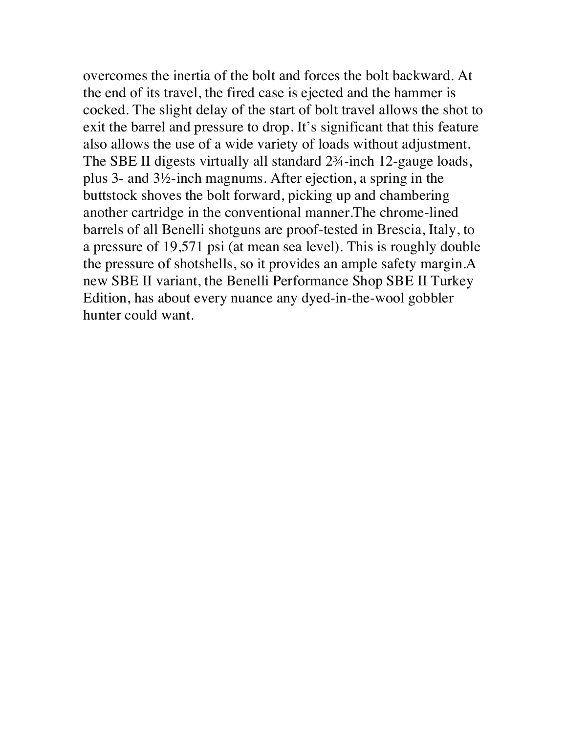overcomes the inertia of the bolt and forces the bolt backward. At the end of its travel, the fired case is ejected and the hammer is cocked. The slight delay of the start of bolt travel allows the shot to exit the barrel and pressure to drop. It's significant that this feature also allows the use of a wide variety of loads without adjustment. The SBE II digests virtually all standard 2¾-inch 12-gauge loads, plus 3- and 3½-inch magnums. After ejection, a spring in the buttstock shoves the bolt forward, picking up and chambering another cartridge in the conventional manner.The chrome-lined barrels of all Benelli shotguns are proof-tested in Brescia, Italy, to a pressure of 19,571 psi (at mean sea level). This is roughly double the pressure of shotshells, so it provides an ample safety margin.A new SBE II variant, the Benelli Performance Shop SBE II Turkey Edition, has about every nuance any dyed-in-the-wool gobbler hunter could want.